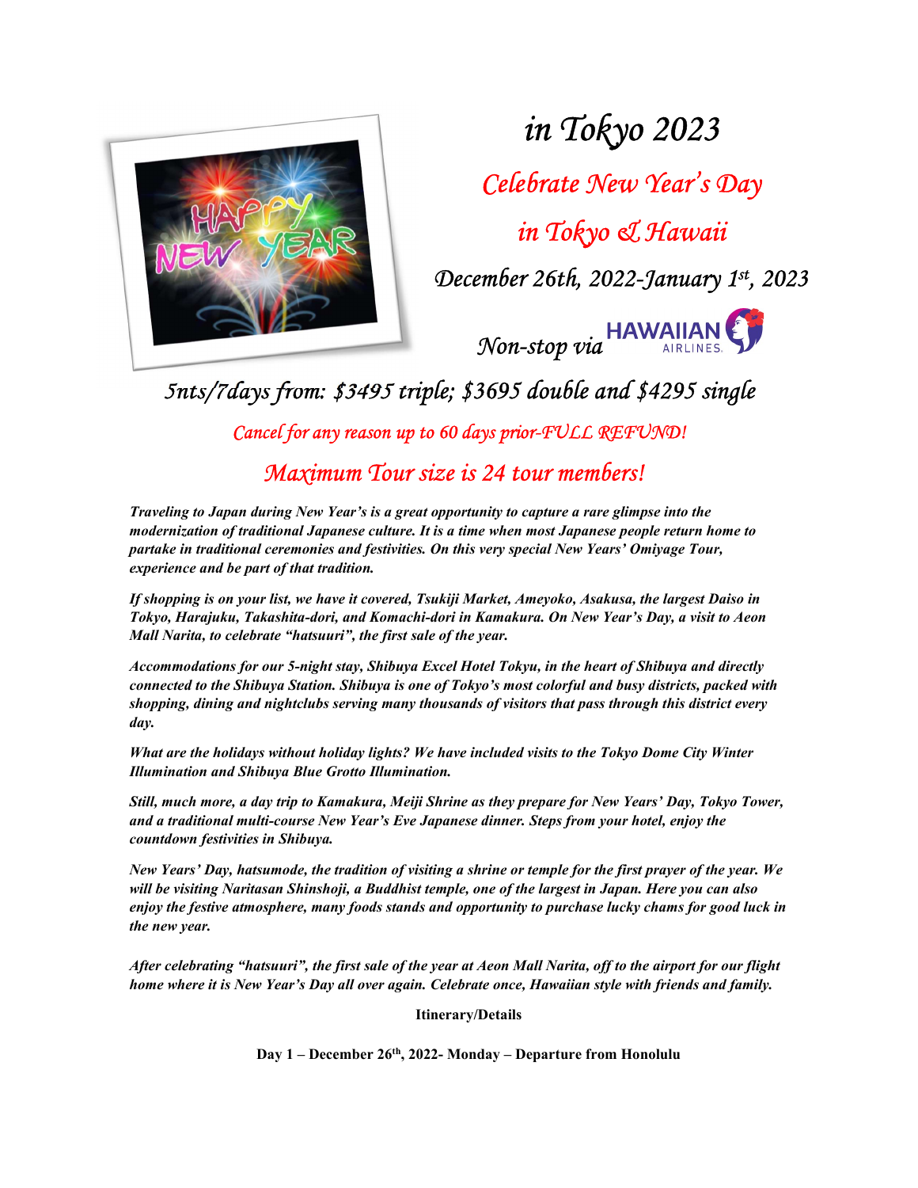# in Tokyo 2023

## Celebrate New Year's Day

## in Tokyo & Hawaii

## December 26th, 2022-January 1st, 2023

Non-stop via HAWAIIAN AIRLINES

## 5nts/7days from: $3495 triple; $3695 double and $4295 single

Cancel for any reason up to 60 days prior-FULL REFUND!

## Maximum Tour size is 24 tour members!

***Traveling to Japan during New Year's is a great opportunity to capture a rare glimpse into the modernization of traditional Japanese culture. It is a time when most Japanese people return home to partake in traditional ceremonies and festivities. On this very special New Years' Omiyage Tour, experience and be part of that tradition.***

***If shopping is on your list, we have it covered, Tsukiji Market, Ameyoko, Asakusa, the largest Daiso in Tokyo, Harajuku, Takashita-dori, and Komachi-dori in Kamakura. On New Year's Day, a visit to Aeon Mall Narita, to celebrate "hatsuuri", the first sale of the year.***

***Accommodations for our 5-night stay, Shibuya Excel Hotel Tokyu, in the heart of Shibuya and directly connected to the Shibuya Station. Shibuya is one of Tokyo's most colorful and busy districts, packed with shopping, dining and nightclubs serving many thousands of visitors that pass through this district every day.***

***What are the holidays without holiday lights? We have included visits to the Tokyo Dome City Winter Illumination and Shibuya Blue Grotto Illumination.***

***Still, much more, a day trip to Kamakura, Meiji Shrine as they prepare for New Years' Day, Tokyo Tower, and a traditional multi-course New Year's Eve Japanese dinner. Steps from your hotel, enjoy the countdown festivities in Shibuya.***

***New Years' Day, hatsumode, the tradition of visiting a shrine or temple for the first prayer of the year. We will be visiting Naritasan Shinshoji, a Buddhist temple, one of the largest in Japan. Here you can also enjoy the festive atmosphere, many foods stands and opportunity to purchase lucky chams for good luck in the new year.***

***After celebrating "hatsuuri", the first sale of the year at Aeon Mall Narita, off to the airport for our flight home where it is New Year's Day all over again. Celebrate once, Hawaiian style with friends and family.***

**Itinerary/Details**

**Day 1 – December 26th, 2022- Monday – Departure from Honolulu**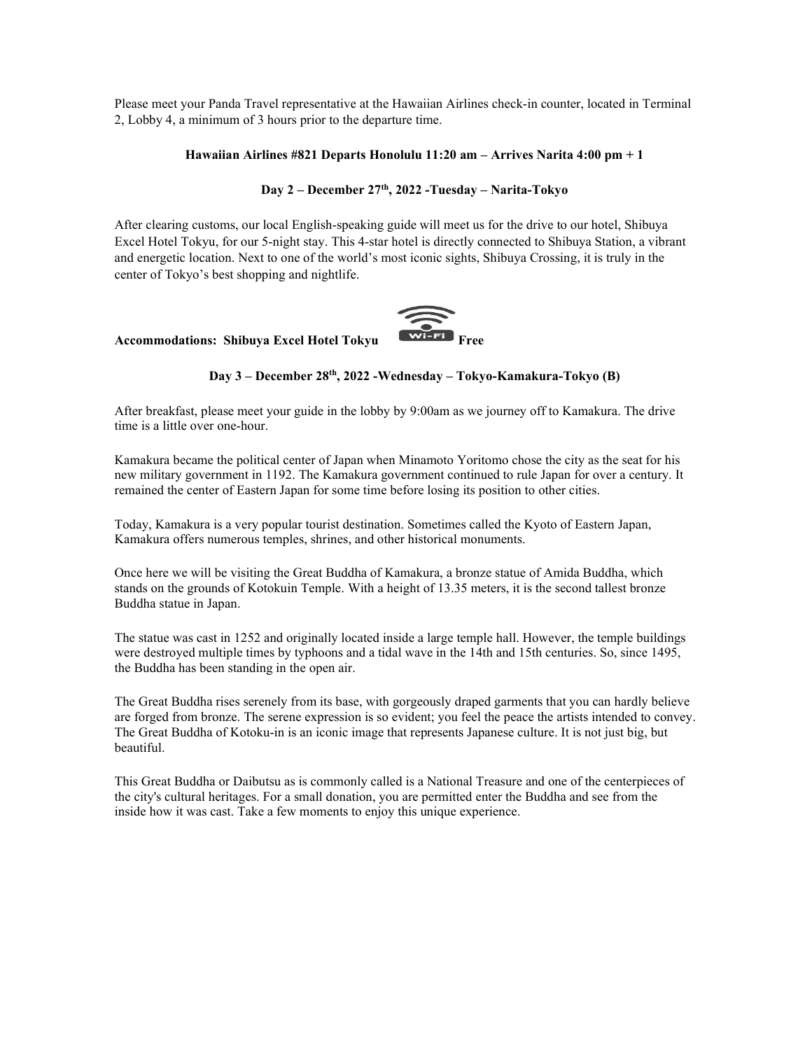Please meet your Panda Travel representative at the Hawaiian Airlines check-in counter, located in Terminal 2, Lobby 4, a minimum of 3 hours prior to the departure time.

**Hawaiian Airlines #821 Departs Honolulu 11:20 am – Arrives Narita 4:00 pm + 1**

**Day 2 – December 27th, 2022 -Tuesday – Narita-Tokyo**

After clearing customs, our local English-speaking guide will meet us for the drive to our hotel, Shibuya Excel Hotel Tokyu, for our 5-night stay. This 4-star hotel is directly connected to Shibuya Station, a vibrant and energetic location. Next to one of the world's most iconic sights, Shibuya Crossing, it is truly in the center of Tokyo's best shopping and nightlife.

**Accommodations: Shibuya Excel Hotel Tokyu** Wi-Fi **Free**

**Day 3 – December 28th, 2022 -Wednesday – Tokyo-Kamakura-Tokyo (B)**

After breakfast, please meet your guide in the lobby by 9:00am as we journey off to Kamakura. The drive time is a little over one-hour.

Kamakura became the political center of Japan when Minamoto Yoritomo chose the city as the seat for his new military government in 1192. The Kamakura government continued to rule Japan for over a century. It remained the center of Eastern Japan for some time before losing its position to other cities.

Today, Kamakura is a very popular tourist destination. Sometimes called the Kyoto of Eastern Japan, Kamakura offers numerous temples, shrines, and other historical monuments.

Once here we will be visiting the Great Buddha of Kamakura, a bronze statue of Amida Buddha, which stands on the grounds of Kotokuin Temple. With a height of 13.35 meters, it is the second tallest bronze Buddha statue in Japan.

The statue was cast in 1252 and originally located inside a large temple hall. However, the temple buildings were destroyed multiple times by typhoons and a tidal wave in the 14th and 15th centuries. So, since 1495, the Buddha has been standing in the open air.

The Great Buddha rises serenely from its base, with gorgeously draped garments that you can hardly believe are forged from bronze. The serene expression is so evident; you feel the peace the artists intended to convey. The Great Buddha of Kotoku-in is an iconic image that represents Japanese culture. It is not just big, but beautiful.

This Great Buddha or Daibutsu as is commonly called is a National Treasure and one of the centerpieces of the city's cultural heritages. For a small donation, you are permitted enter the Buddha and see from the inside how it was cast. Take a few moments to enjoy this unique experience.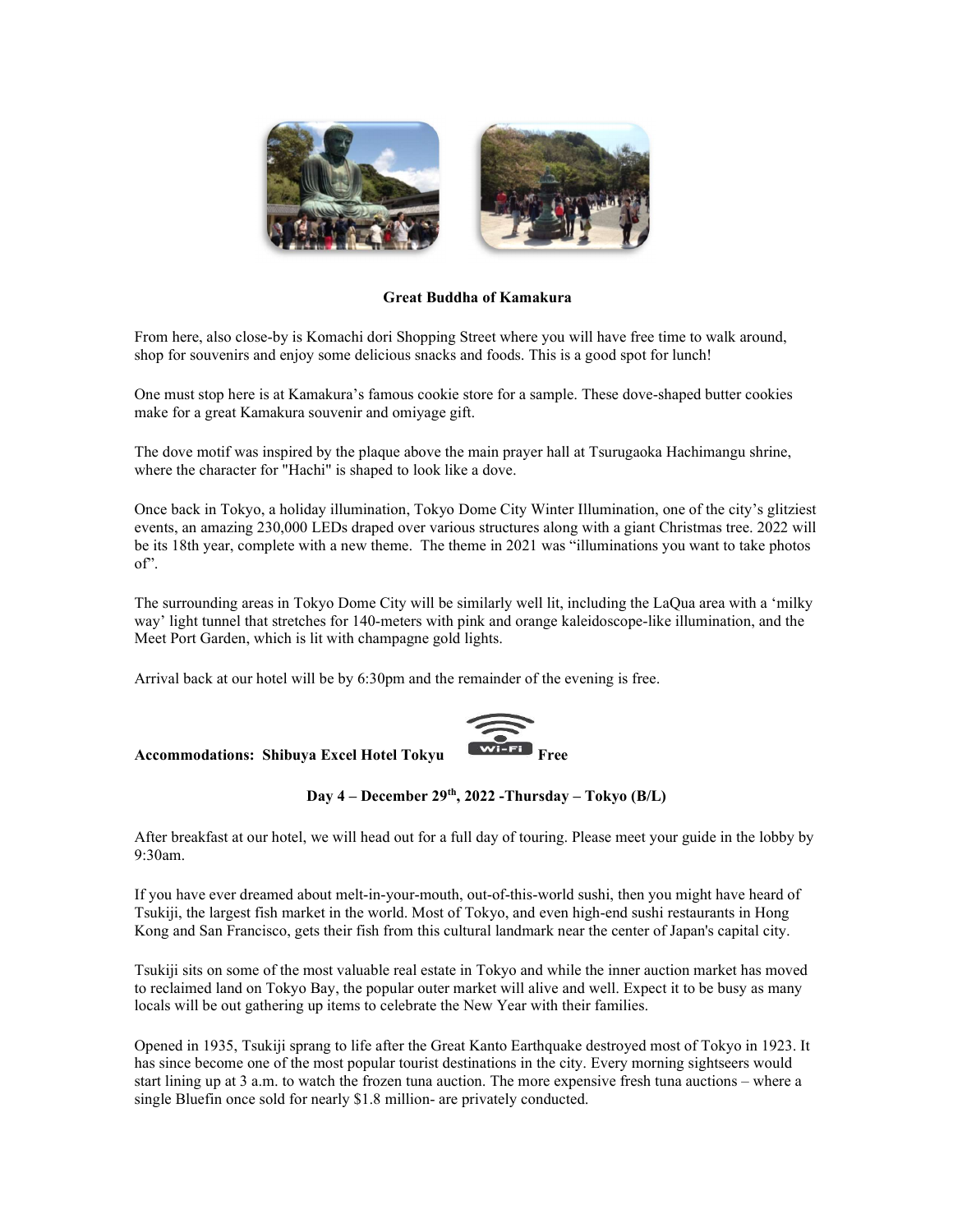**Great Buddha of Kamakura**

From here, also close-by is Komachi dori Shopping Street where you will have free time to walk around, shop for souvenirs and enjoy some delicious snacks and foods. This is a good spot for lunch!

One must stop here is at Kamakura's famous cookie store for a sample. These dove-shaped butter cookies make for a great Kamakura souvenir and omiyage gift.

The dove motif was inspired by the plaque above the main prayer hall at Tsurugaoka Hachimangu shrine, where the character for "Hachi" is shaped to look like a dove.

Once back in Tokyo, a holiday illumination, Tokyo Dome City Winter Illumination, one of the city's glitziest events, an amazing 230,000 LEDs draped over various structures along with a giant Christmas tree. 2022 will be its 18th year, complete with a new theme. The theme in 2021 was "illuminations you want to take photos of".

The surrounding areas in Tokyo Dome City will be similarly well lit, including the LaQua area with a 'milky way' light tunnel that stretches for 140-meters with pink and orange kaleidoscope-like illumination, and the Meet Port Garden, which is lit with champagne gold lights.

Arrival back at our hotel will be by 6:30pm and the remainder of the evening is free.

**Accommodations: Shibuya Excel Hotel Tokyu** Wi-Fi **Free**

**Day 4 – December 29th, 2022 -Thursday – Tokyo (B/L)**

After breakfast at our hotel, we will head out for a full day of touring. Please meet your guide in the lobby by 9:30am.

If you have ever dreamed about melt-in-your-mouth, out-of-this-world sushi, then you might have heard of Tsukiji, the largest fish market in the world. Most of Tokyo, and even high-end sushi restaurants in Hong Kong and San Francisco, gets their fish from this cultural landmark near the center of Japan's capital city.

Tsukiji sits on some of the most valuable real estate in Tokyo and while the inner auction market has moved to reclaimed land on Tokyo Bay, the popular outer market will alive and well. Expect it to be busy as many locals will be out gathering up items to celebrate the New Year with their families.

Opened in 1935, Tsukiji sprang to life after the Great Kanto Earthquake destroyed most of Tokyo in 1923. It has since become one of the most popular tourist destinations in the city. Every morning sightseers would start lining up at 3 a.m. to watch the frozen tuna auction. The more expensive fresh tuna auctions – where a single Bluefin once sold for nearly $1.8 million- are privately conducted.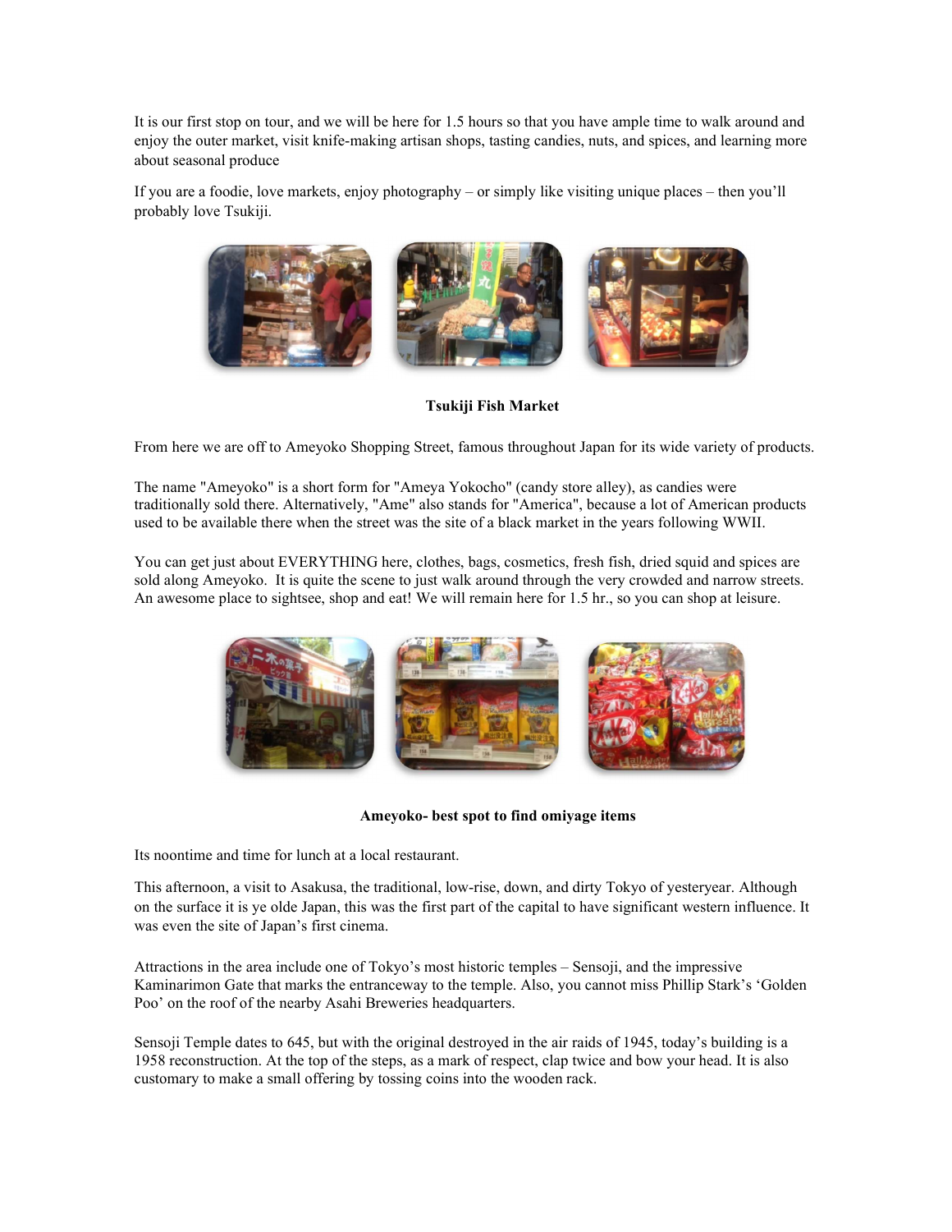It is our first stop on tour, and we will be here for 1.5 hours so that you have ample time to walk around and enjoy the outer market, visit knife-making artisan shops, tasting candies, nuts, and spices, and learning more about seasonal produce

If you are a foodie, love markets, enjoy photography – or simply like visiting unique places – then you'll probably love Tsukiji.

**Tsukiji Fish Market**

From here we are off to Ameyoko Shopping Street, famous throughout Japan for its wide variety of products.

The name "Ameyoko" is a short form for "Ameya Yokocho" (candy store alley), as candies were traditionally sold there. Alternatively, "Ame" also stands for "America", because a lot of American products used to be available there when the street was the site of a black market in the years following WWII.

You can get just about EVERYTHING here, clothes, bags, cosmetics, fresh fish, dried squid and spices are sold along Ameyoko. It is quite the scene to just walk around through the very crowded and narrow streets. An awesome place to sightsee, shop and eat! We will remain here for 1.5 hr., so you can shop at leisure.

**Ameyoko- best spot to find omiyage items**

Its noontime and time for lunch at a local restaurant.

This afternoon, a visit to Asakusa, the traditional, low-rise, down, and dirty Tokyo of yesteryear. Although on the surface it is ye olde Japan, this was the first part of the capital to have significant western influence. It was even the site of Japan's first cinema.

Attractions in the area include one of Tokyo's most historic temples – Sensoji, and the impressive Kaminarimon Gate that marks the entranceway to the temple. Also, you cannot miss Phillip Stark's 'Golden Poo' on the roof of the nearby Asahi Breweries headquarters.

Sensoji Temple dates to 645, but with the original destroyed in the air raids of 1945, today's building is a 1958 reconstruction. At the top of the steps, as a mark of respect, clap twice and bow your head. It is also customary to make a small offering by tossing coins into the wooden rack.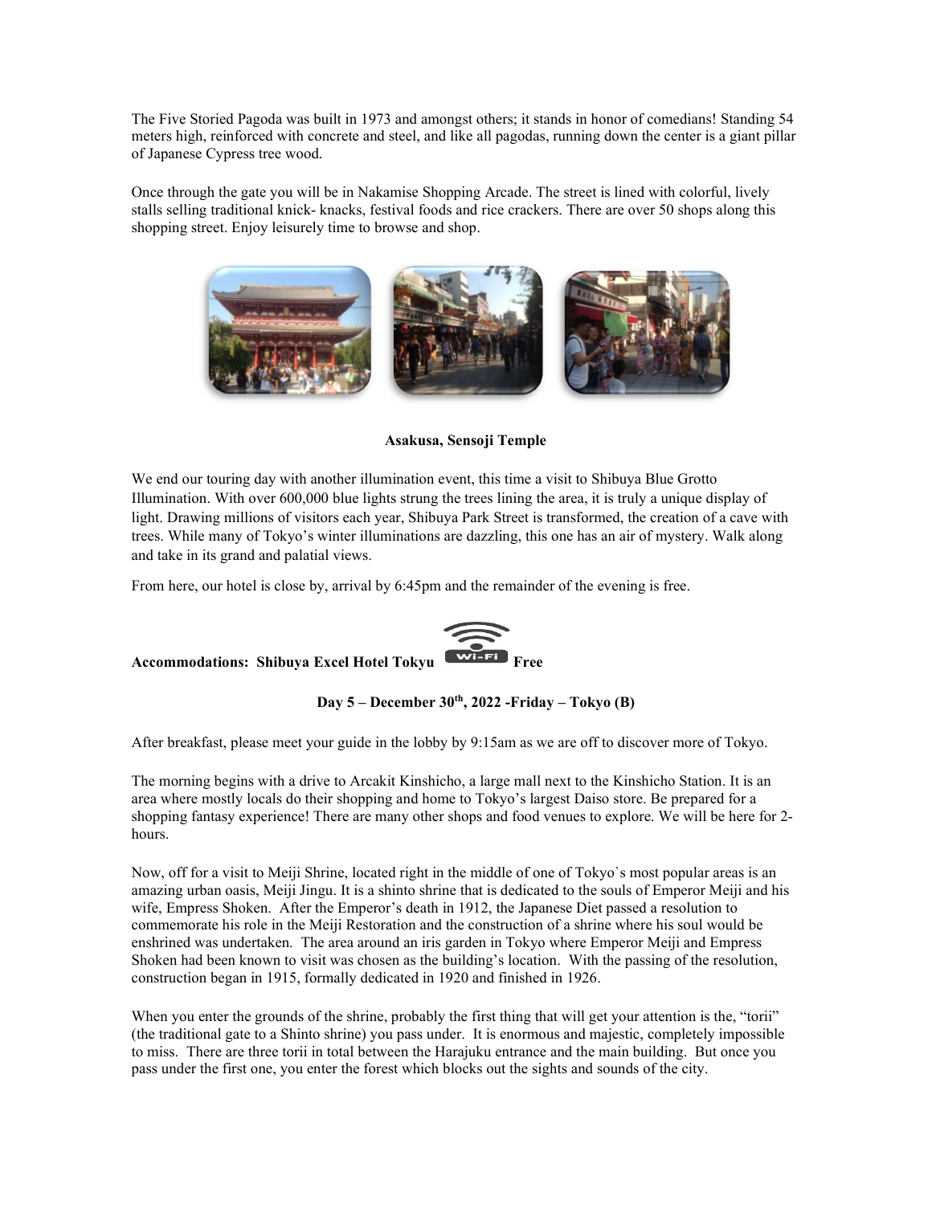The Five Storied Pagoda was built in 1973 and amongst others; it stands in honor of comedians! Standing 54 meters high, reinforced with concrete and steel, and like all pagodas, running down the center is a giant pillar of Japanese Cypress tree wood.

Once through the gate you will be in Nakamise Shopping Arcade. The street is lined with colorful, lively stalls selling traditional knick- knacks, festival foods and rice crackers. There are over 50 shops along this shopping street. Enjoy leisurely time to browse and shop.

**Asakusa, Sensoji Temple**

We end our touring day with another illumination event, this time a visit to Shibuya Blue Grotto Illumination. With over 600,000 blue lights strung the trees lining the area, it is truly a unique display of light. Drawing millions of visitors each year, Shibuya Park Street is transformed, the creation of a cave with trees. While many of Tokyo's winter illuminations are dazzling, this one has an air of mystery. Walk along and take in its grand and palatial views.

From here, our hotel is close by, arrival by 6:45pm and the remainder of the evening is free.

**Accommodations: Shibuya Excel Hotel Tokyu Wi-Fi Free**

### Day 5 – December 30th, 2022 -Friday – Tokyo (B)

After breakfast, please meet your guide in the lobby by 9:15am as we are off to discover more of Tokyo.

The morning begins with a drive to Arcakit Kinshicho, a large mall next to the Kinshicho Station. It is an area where mostly locals do their shopping and home to Tokyo's largest Daiso store. Be prepared for a shopping fantasy experience! There are many other shops and food venues to explore. We will be here for 2-hours.

Now, off for a visit to Meiji Shrine, located right in the middle of one of Tokyo`s most popular areas is an amazing urban oasis, Meiji Jingu. It is a shinto shrine that is dedicated to the souls of Emperor Meiji and his wife, Empress Shoken. After the Emperor's death in 1912, the Japanese Diet passed a resolution to commemorate his role in the Meiji Restoration and the construction of a shrine where his soul would be enshrined was undertaken. The area around an iris garden in Tokyo where Emperor Meiji and Empress Shoken had been known to visit was chosen as the building's location. With the passing of the resolution, construction began in 1915, formally dedicated in 1920 and finished in 1926.

When you enter the grounds of the shrine, probably the first thing that will get your attention is the, "torii" (the traditional gate to a Shinto shrine) you pass under. It is enormous and majestic, completely impossible to miss. There are three torii in total between the Harajuku entrance and the main building. But once you pass under the first one, you enter the forest which blocks out the sights and sounds of the city.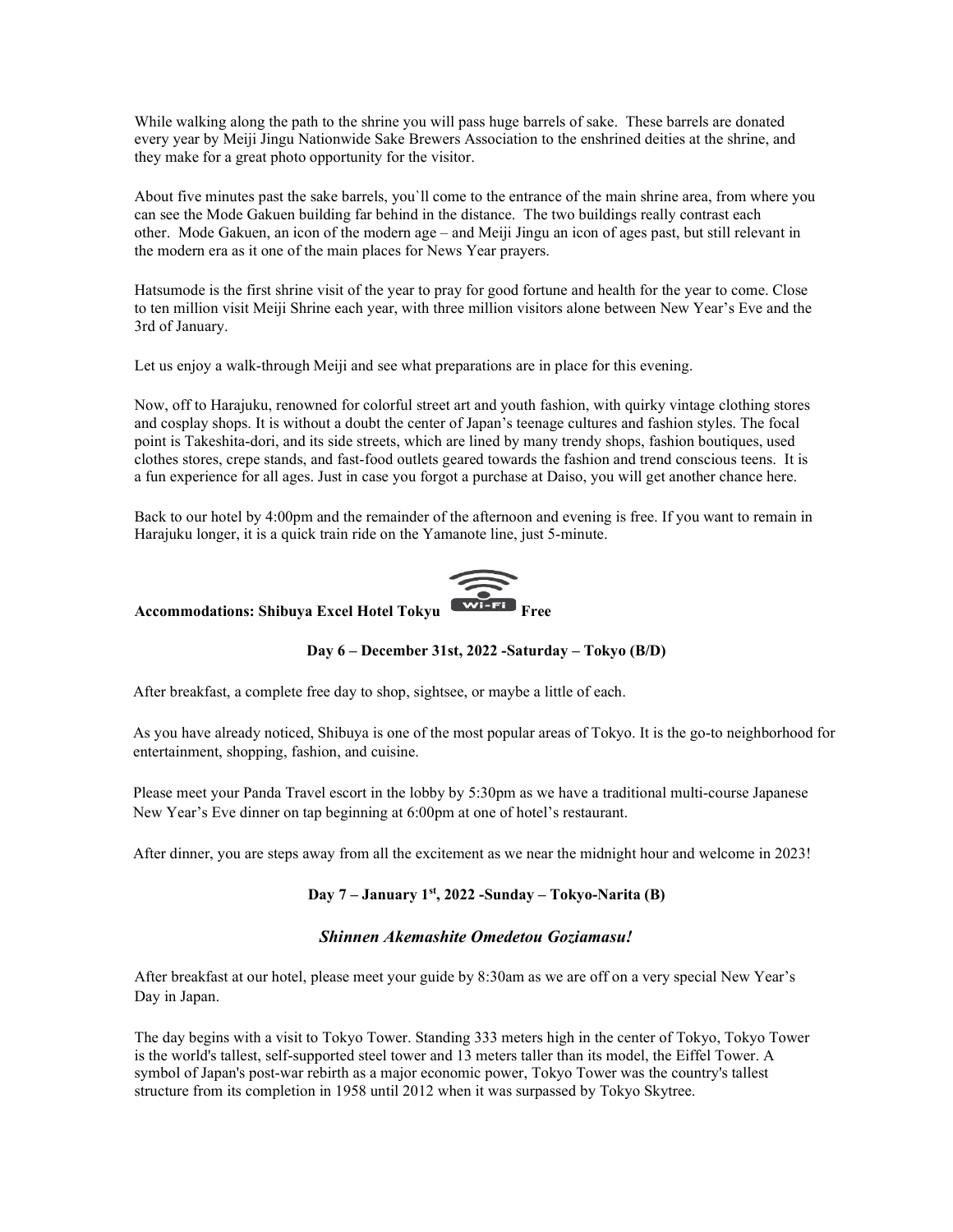While walking along the path to the shrine you will pass huge barrels of sake. These barrels are donated every year by Meiji Jingu Nationwide Sake Brewers Association to the enshrined deities at the shrine, and they make for a great photo opportunity for the visitor.

About five minutes past the sake barrels, you`ll come to the entrance of the main shrine area, from where you can see the Mode Gakuen building far behind in the distance. The two buildings really contrast each other. Mode Gakuen, an icon of the modern age – and Meiji Jingu an icon of ages past, but still relevant in the modern era as it one of the main places for News Year prayers.

Hatsumode is the first shrine visit of the year to pray for good fortune and health for the year to come. Close to ten million visit Meiji Shrine each year, with three million visitors alone between New Year's Eve and the 3rd of January.

Let us enjoy a walk-through Meiji and see what preparations are in place for this evening.

Now, off to Harajuku, renowned for colorful street art and youth fashion, with quirky vintage clothing stores and cosplay shops. It is without a doubt the center of Japan's teenage cultures and fashion styles. The focal point is Takeshita-dori, and its side streets, which are lined by many trendy shops, fashion boutiques, used clothes stores, crepe stands, and fast-food outlets geared towards the fashion and trend conscious teens. It is a fun experience for all ages. Just in case you forgot a purchase at Daiso, you will get another chance here.

Back to our hotel by 4:00pm and the remainder of the afternoon and evening is free. If you want to remain in Harajuku longer, it is a quick train ride on the Yamanote line, just 5-minute.

**Accommodations: Shibuya Excel Hotel Tokyu Wi-Fi Free**

**Day 6 – December 31st, 2022 -Saturday – Tokyo (B/D)**

After breakfast, a complete free day to shop, sightsee, or maybe a little of each.

As you have already noticed, Shibuya is one of the most popular areas of Tokyo. It is the go-to neighborhood for entertainment, shopping, fashion, and cuisine.

Please meet your Panda Travel escort in the lobby by 5:30pm as we have a traditional multi-course Japanese New Year's Eve dinner on tap beginning at 6:00pm at one of hotel's restaurant.

After dinner, you are steps away from all the excitement as we near the midnight hour and welcome in 2023!

**Day 7 – January 1st, 2022 -Sunday – Tokyo-Narita (B)**

***Shinnen Akemashite Omedetou Goziamasu!***

After breakfast at our hotel, please meet your guide by 8:30am as we are off on a very special New Year's Day in Japan.

The day begins with a visit to Tokyo Tower. Standing 333 meters high in the center of Tokyo, Tokyo Tower is the world's tallest, self-supported steel tower and 13 meters taller than its model, the Eiffel Tower. A symbol of Japan's post-war rebirth as a major economic power, Tokyo Tower was the country's tallest structure from its completion in 1958 until 2012 when it was surpassed by Tokyo Skytree.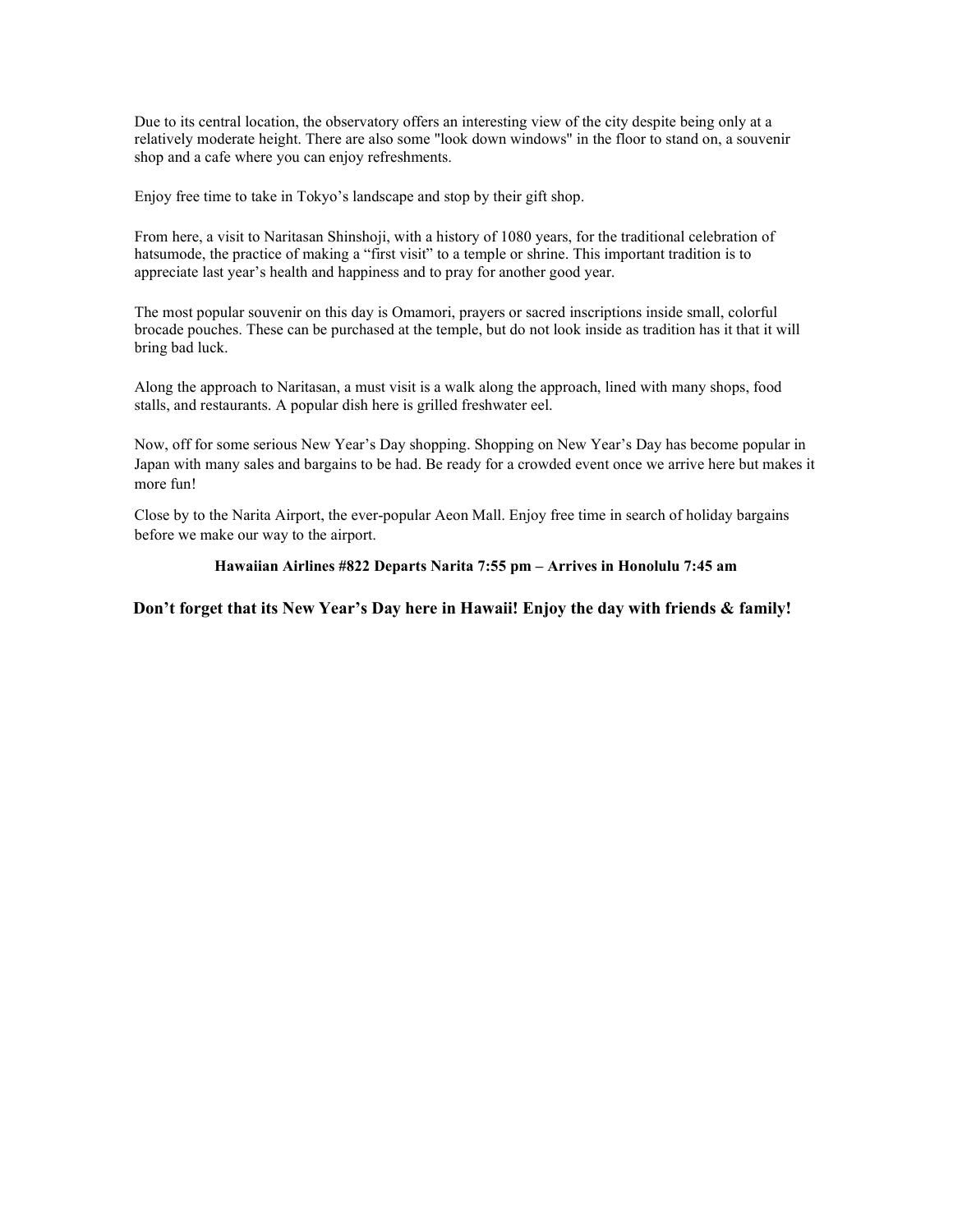Due to its central location, the observatory offers an interesting view of the city despite being only at a relatively moderate height. There are also some "look down windows" in the floor to stand on, a souvenir shop and a cafe where you can enjoy refreshments.

Enjoy free time to take in Tokyo's landscape and stop by their gift shop.

From here, a visit to Naritasan Shinshoji, with a history of 1080 years, for the traditional celebration of hatsumode, the practice of making a "first visit" to a temple or shrine. This important tradition is to appreciate last year's health and happiness and to pray for another good year.

The most popular souvenir on this day is Omamori, prayers or sacred inscriptions inside small, colorful brocade pouches. These can be purchased at the temple, but do not look inside as tradition has it that it will bring bad luck.

Along the approach to Naritasan, a must visit is a walk along the approach, lined with many shops, food stalls, and restaurants. A popular dish here is grilled freshwater eel.

Now, off for some serious New Year's Day shopping. Shopping on New Year's Day has become popular in Japan with many sales and bargains to be had. Be ready for a crowded event once we arrive here but makes it more fun!

Close by to the Narita Airport, the ever-popular Aeon Mall. Enjoy free time in search of holiday bargains before we make our way to the airport.

**Hawaiian Airlines #822 Departs Narita 7:55 pm – Arrives in Honolulu 7:45 am**

**Don't forget that its New Year's Day here in Hawaii! Enjoy the day with friends & family!**